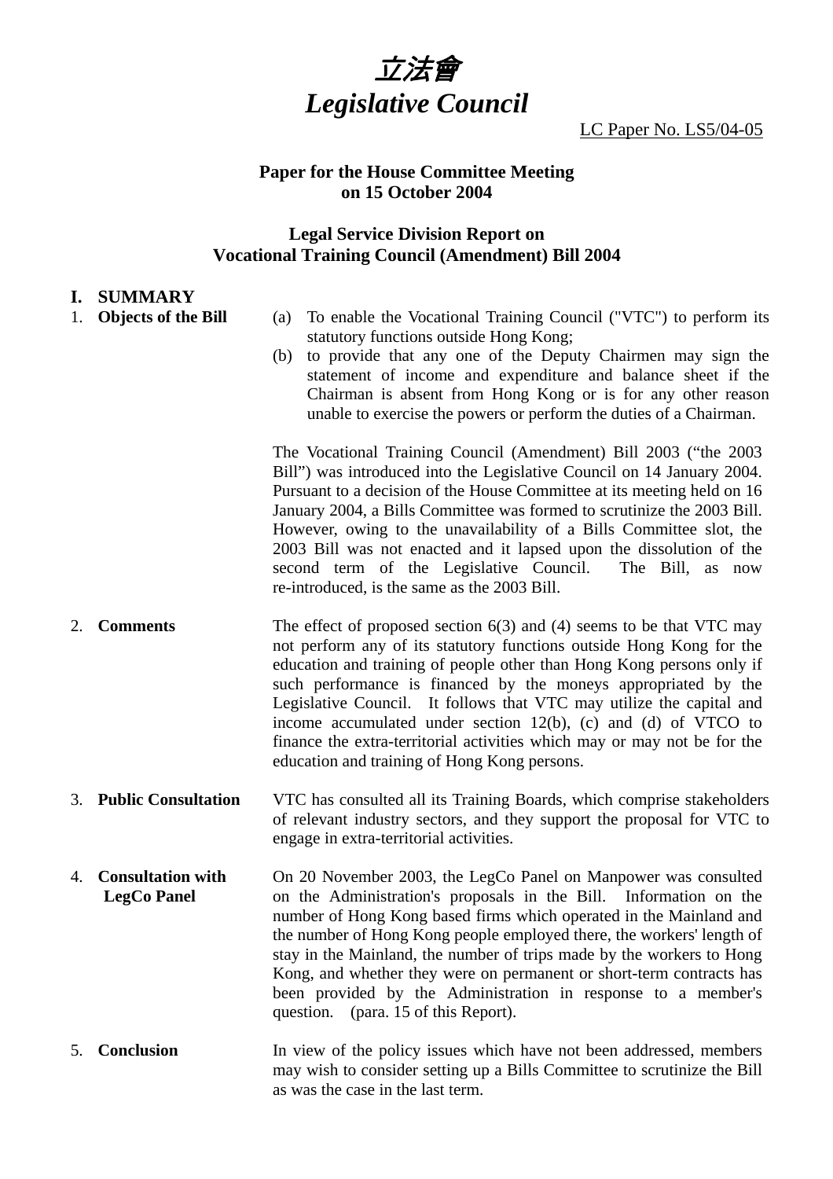# 立法會
# *Legislative Council*

LC Paper No. LS5/04-05

**Paper for the House Committee Meeting on 15 October 2004**

**Legal Service Division Report on Vocational Training Council (Amendment) Bill 2004**

## I. SUMMARY

**1. Objects of the Bill**

(a) To enable the Vocational Training Council ("VTC") to perform its statutory functions outside Hong Kong;

(b) to provide that any one of the Deputy Chairmen may sign the statement of income and expenditure and balance sheet if the Chairman is absent from Hong Kong or is for any other reason unable to exercise the powers or perform the duties of a Chairman.

The Vocational Training Council (Amendment) Bill 2003 ("the 2003 Bill") was introduced into the Legislative Council on 14 January 2004. Pursuant to a decision of the House Committee at its meeting held on 16 January 2004, a Bills Committee was formed to scrutinize the 2003 Bill. However, owing to the unavailability of a Bills Committee slot, the 2003 Bill was not enacted and it lapsed upon the dissolution of the second term of the Legislative Council. The Bill, as now re-introduced, is the same as the 2003 Bill.

**2. Comments**

The effect of proposed section 6(3) and (4) seems to be that VTC may not perform any of its statutory functions outside Hong Kong for the education and training of people other than Hong Kong persons only if such performance is financed by the moneys appropriated by the Legislative Council. It follows that VTC may utilize the capital and income accumulated under section 12(b), (c) and (d) of VTCO to finance the extra-territorial activities which may or may not be for the education and training of Hong Kong persons.

**3. Public Consultation**

VTC has consulted all its Training Boards, which comprise stakeholders of relevant industry sectors, and they support the proposal for VTC to engage in extra-territorial activities.

**4. Consultation with LegCo Panel**

On 20 November 2003, the LegCo Panel on Manpower was consulted on the Administration's proposals in the Bill. Information on the number of Hong Kong based firms which operated in the Mainland and the number of Hong Kong people employed there, the workers' length of stay in the Mainland, the number of trips made by the workers to Hong Kong, and whether they were on permanent or short-term contracts has been provided by the Administration in response to a member's question. (para. 15 of this Report).

**5. Conclusion**

In view of the policy issues which have not been addressed, members may wish to consider setting up a Bills Committee to scrutinize the Bill as was the case in the last term.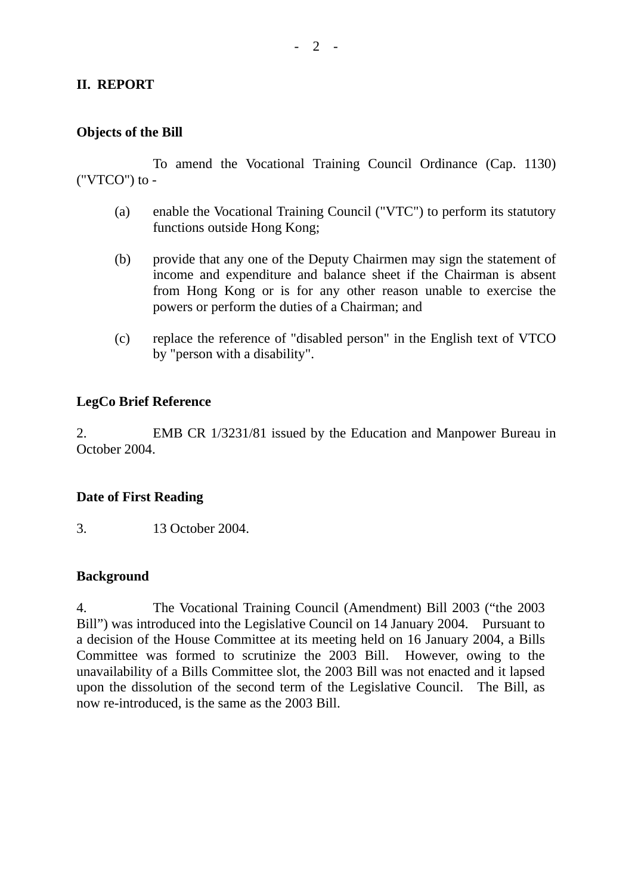## II. REPORT

### Objects of the Bill

To amend the Vocational Training Council Ordinance (Cap. 1130) ("VTCO") to -

(a) enable the Vocational Training Council ("VTC") to perform its statutory functions outside Hong Kong;

(b) provide that any one of the Deputy Chairmen may sign the statement of income and expenditure and balance sheet if the Chairman is absent from Hong Kong or is for any other reason unable to exercise the powers or perform the duties of a Chairman; and

(c) replace the reference of "disabled person" in the English text of VTCO by "person with a disability".

### LegCo Brief Reference

2. EMB CR 1/3231/81 issued by the Education and Manpower Bureau in October 2004.

### Date of First Reading

3. 13 October 2004.

### Background

4. The Vocational Training Council (Amendment) Bill 2003 (“the 2003 Bill”) was introduced into the Legislative Council on 14 January 2004. Pursuant to a decision of the House Committee at its meeting held on 16 January 2004, a Bills Committee was formed to scrutinize the 2003 Bill. However, owing to the unavailability of a Bills Committee slot, the 2003 Bill was not enacted and it lapsed upon the dissolution of the second term of the Legislative Council. The Bill, as now re-introduced, is the same as the 2003 Bill.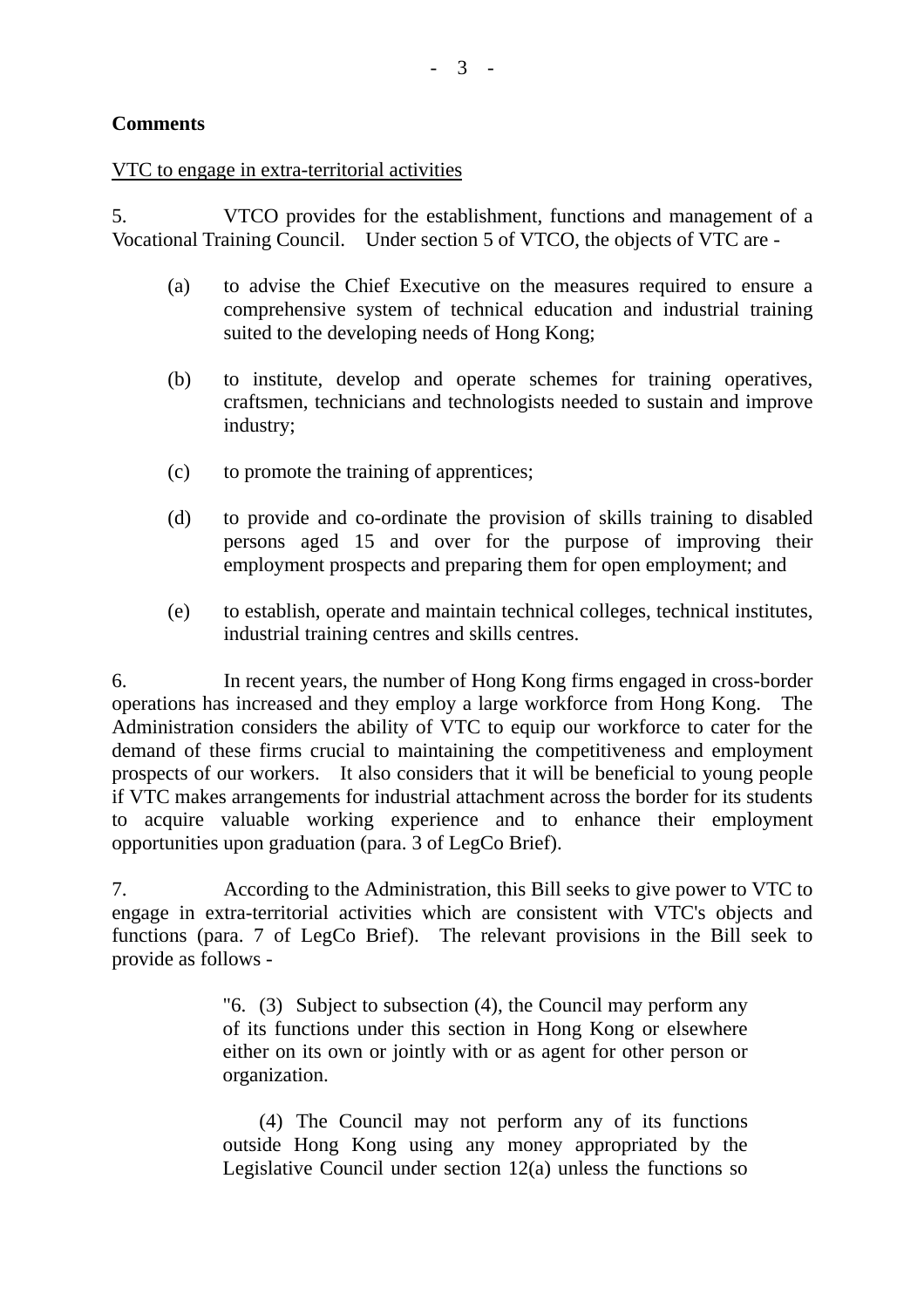**Comments**

VTC to engage in extra-territorial activities

5. VTCO provides for the establishment, functions and management of a Vocational Training Council. Under section 5 of VTCO, the objects of VTC are -

(a) to advise the Chief Executive on the measures required to ensure a comprehensive system of technical education and industrial training suited to the developing needs of Hong Kong;

(b) to institute, develop and operate schemes for training operatives, craftsmen, technicians and technologists needed to sustain and improve industry;

(c) to promote the training of apprentices;

(d) to provide and co-ordinate the provision of skills training to disabled persons aged 15 and over for the purpose of improving their employment prospects and preparing them for open employment; and

(e) to establish, operate and maintain technical colleges, technical institutes, industrial training centres and skills centres.

6. In recent years, the number of Hong Kong firms engaged in cross-border operations has increased and they employ a large workforce from Hong Kong. The Administration considers the ability of VTC to equip our workforce to cater for the demand of these firms crucial to maintaining the competitiveness and employment prospects of our workers. It also considers that it will be beneficial to young people if VTC makes arrangements for industrial attachment across the border for its students to acquire valuable working experience and to enhance their employment opportunities upon graduation (para. 3 of LegCo Brief).

7. According to the Administration, this Bill seeks to give power to VTC to engage in extra-territorial activities which are consistent with VTC's objects and functions (para. 7 of LegCo Brief). The relevant provisions in the Bill seek to provide as follows -

> "6. (3) Subject to subsection (4), the Council may perform any of its functions under this section in Hong Kong or elsewhere either on its own or jointly with or as agent for other person or organization.
>
> (4) The Council may not perform any of its functions outside Hong Kong using any money appropriated by the Legislative Council under section 12(a) unless the functions so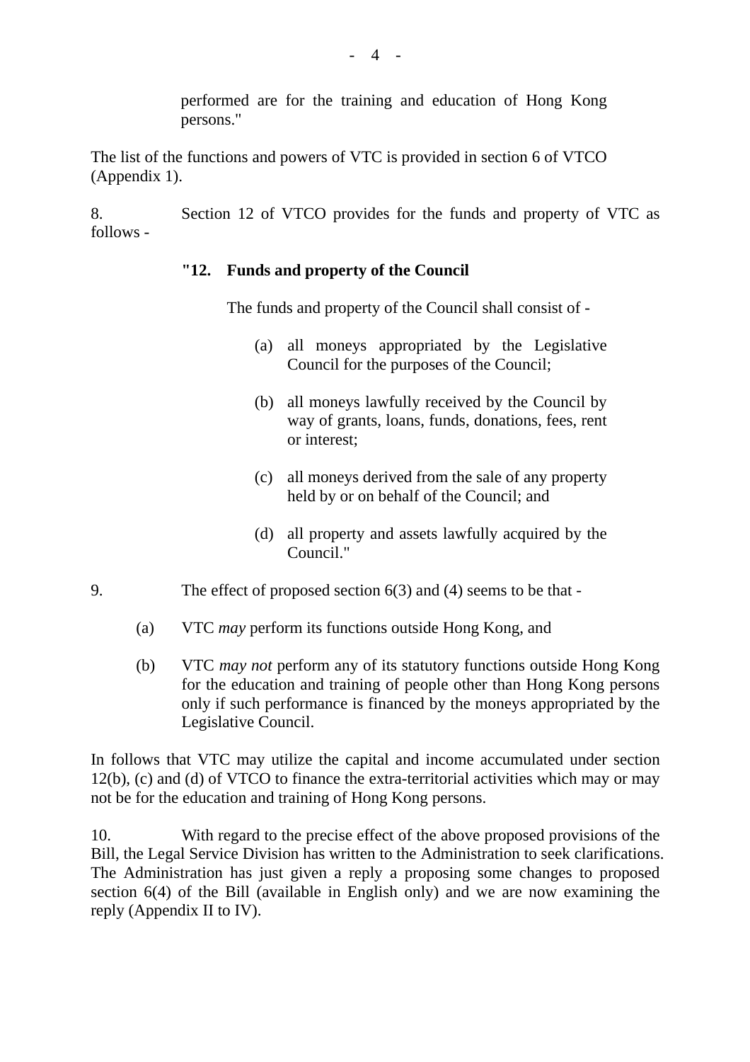performed are for the training and education of Hong Kong persons."

The list of the functions and powers of VTC is provided in section 6 of VTCO (Appendix 1).

8. Section 12 of VTCO provides for the funds and property of VTC as follows -

> **"12. Funds and property of the Council**
>
> The funds and property of the Council shall consist of -
>
> (a) all moneys appropriated by the Legislative Council for the purposes of the Council;
>
> (b) all moneys lawfully received by the Council by way of grants, loans, funds, donations, fees, rent or interest;
>
> (c) all moneys derived from the sale of any property held by or on behalf of the Council; and
>
> (d) all property and assets lawfully acquired by the Council."

9. The effect of proposed section 6(3) and (4) seems to be that -

(a) VTC *may* perform its functions outside Hong Kong, and

(b) VTC *may not* perform any of its statutory functions outside Hong Kong for the education and training of people other than Hong Kong persons only if such performance is financed by the moneys appropriated by the Legislative Council.

In follows that VTC may utilize the capital and income accumulated under section 12(b), (c) and (d) of VTCO to finance the extra-territorial activities which may or may not be for the education and training of Hong Kong persons.

10. With regard to the precise effect of the above proposed provisions of the Bill, the Legal Service Division has written to the Administration to seek clarifications. The Administration has just given a reply a proposing some changes to proposed section 6(4) of the Bill (available in English only) and we are now examining the reply (Appendix II to IV).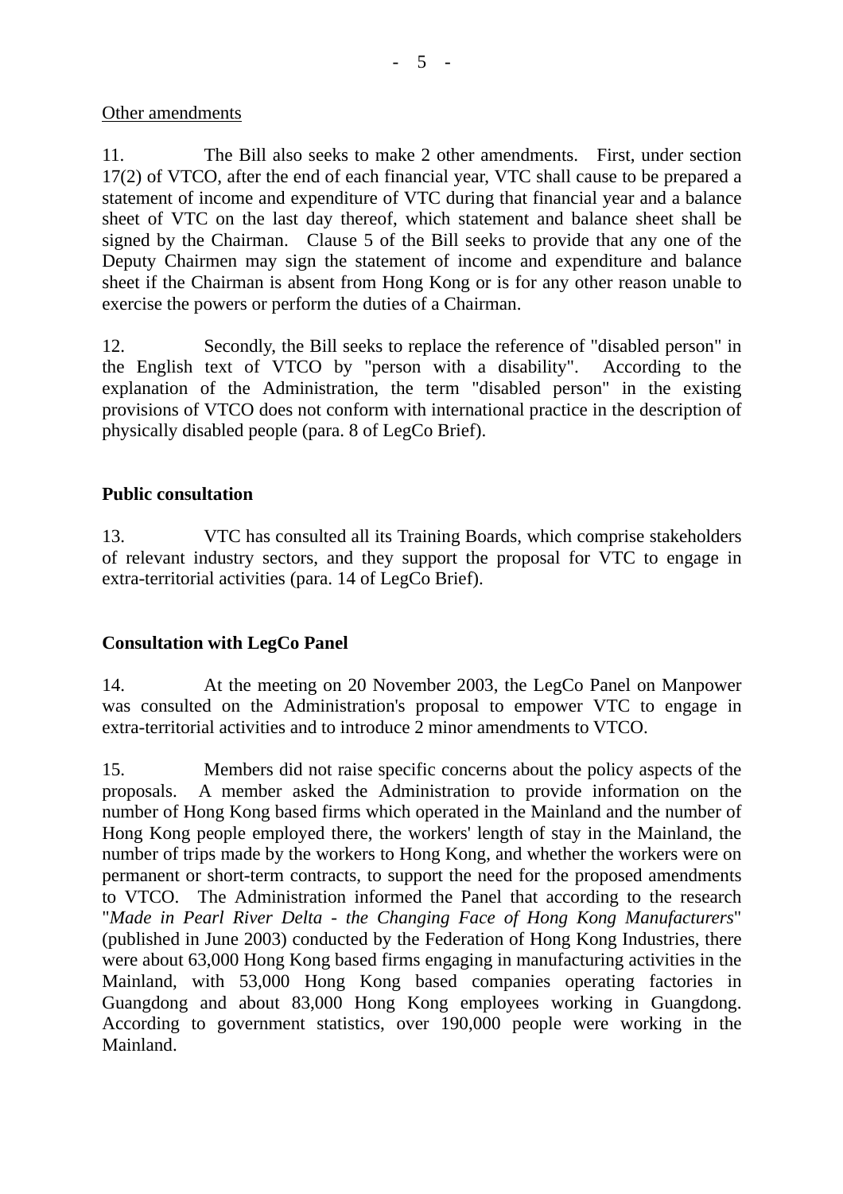Other amendments

11. The Bill also seeks to make 2 other amendments. First, under section 17(2) of VTCO, after the end of each financial year, VTC shall cause to be prepared a statement of income and expenditure of VTC during that financial year and a balance sheet of VTC on the last day thereof, which statement and balance sheet shall be signed by the Chairman. Clause 5 of the Bill seeks to provide that any one of the Deputy Chairmen may sign the statement of income and expenditure and balance sheet if the Chairman is absent from Hong Kong or is for any other reason unable to exercise the powers or perform the duties of a Chairman.

12. Secondly, the Bill seeks to replace the reference of "disabled person" in the English text of VTCO by "person with a disability". According to the explanation of the Administration, the term "disabled person" in the existing provisions of VTCO does not conform with international practice in the description of physically disabled people (para. 8 of LegCo Brief).

**Public consultation**

13. VTC has consulted all its Training Boards, which comprise stakeholders of relevant industry sectors, and they support the proposal for VTC to engage in extra-territorial activities (para. 14 of LegCo Brief).

**Consultation with LegCo Panel**

14. At the meeting on 20 November 2003, the LegCo Panel on Manpower was consulted on the Administration's proposal to empower VTC to engage in extra-territorial activities and to introduce 2 minor amendments to VTCO.

15. Members did not raise specific concerns about the policy aspects of the proposals. A member asked the Administration to provide information on the number of Hong Kong based firms which operated in the Mainland and the number of Hong Kong people employed there, the workers' length of stay in the Mainland, the number of trips made by the workers to Hong Kong, and whether the workers were on permanent or short-term contracts, to support the need for the proposed amendments to VTCO. The Administration informed the Panel that according to the research "*Made in Pearl River Delta - the Changing Face of Hong Kong Manufacturers*" (published in June 2003) conducted by the Federation of Hong Kong Industries, there were about 63,000 Hong Kong based firms engaging in manufacturing activities in the Mainland, with 53,000 Hong Kong based companies operating factories in Guangdong and about 83,000 Hong Kong employees working in Guangdong. According to government statistics, over 190,000 people were working in the Mainland.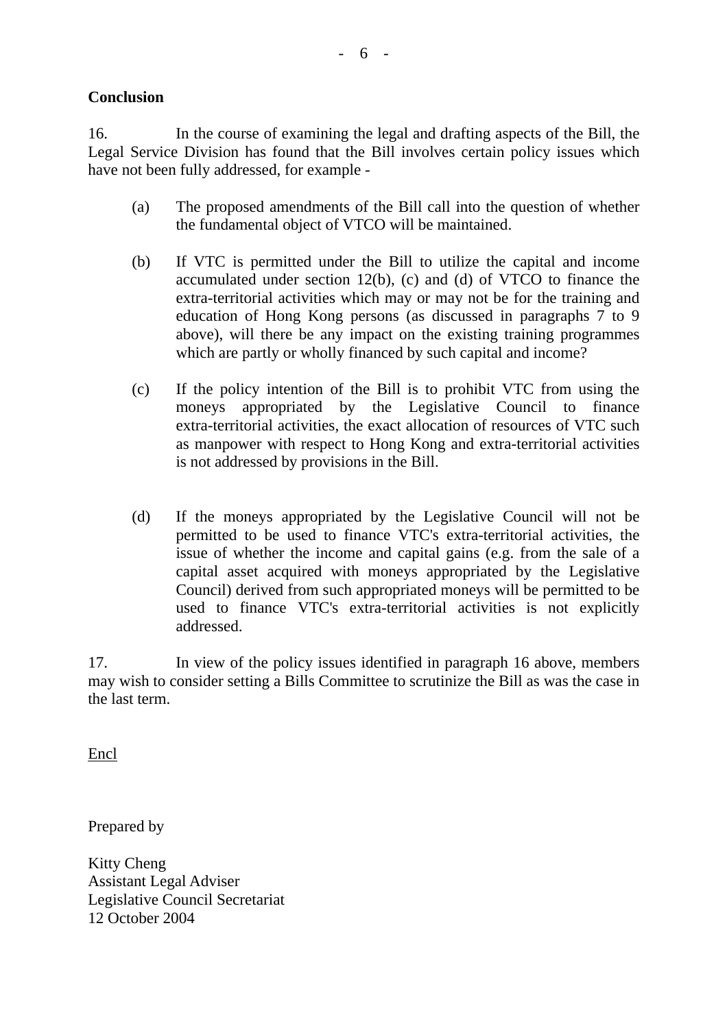**Conclusion**

16. In the course of examining the legal and drafting aspects of the Bill, the Legal Service Division has found that the Bill involves certain policy issues which have not been fully addressed, for example -

(a) The proposed amendments of the Bill call into the question of whether the fundamental object of VTCO will be maintained.

(b) If VTC is permitted under the Bill to utilize the capital and income accumulated under section 12(b), (c) and (d) of VTCO to finance the extra-territorial activities which may or may not be for the training and education of Hong Kong persons (as discussed in paragraphs 7 to 9 above), will there be any impact on the existing training programmes which are partly or wholly financed by such capital and income?

(c) If the policy intention of the Bill is to prohibit VTC from using the moneys appropriated by the Legislative Council to finance extra-territorial activities, the exact allocation of resources of VTC such as manpower with respect to Hong Kong and extra-territorial activities is not addressed by provisions in the Bill.

(d) If the moneys appropriated by the Legislative Council will not be permitted to be used to finance VTC's extra-territorial activities, the issue of whether the income and capital gains (e.g. from the sale of a capital asset acquired with moneys appropriated by the Legislative Council) derived from such appropriated moneys will be permitted to be used to finance VTC's extra-territorial activities is not explicitly addressed.

17. In view of the policy issues identified in paragraph 16 above, members may wish to consider setting a Bills Committee to scrutinize the Bill as was the case in the last term.

Encl

Prepared by

Kitty Cheng
Assistant Legal Adviser
Legislative Council Secretariat
12 October 2004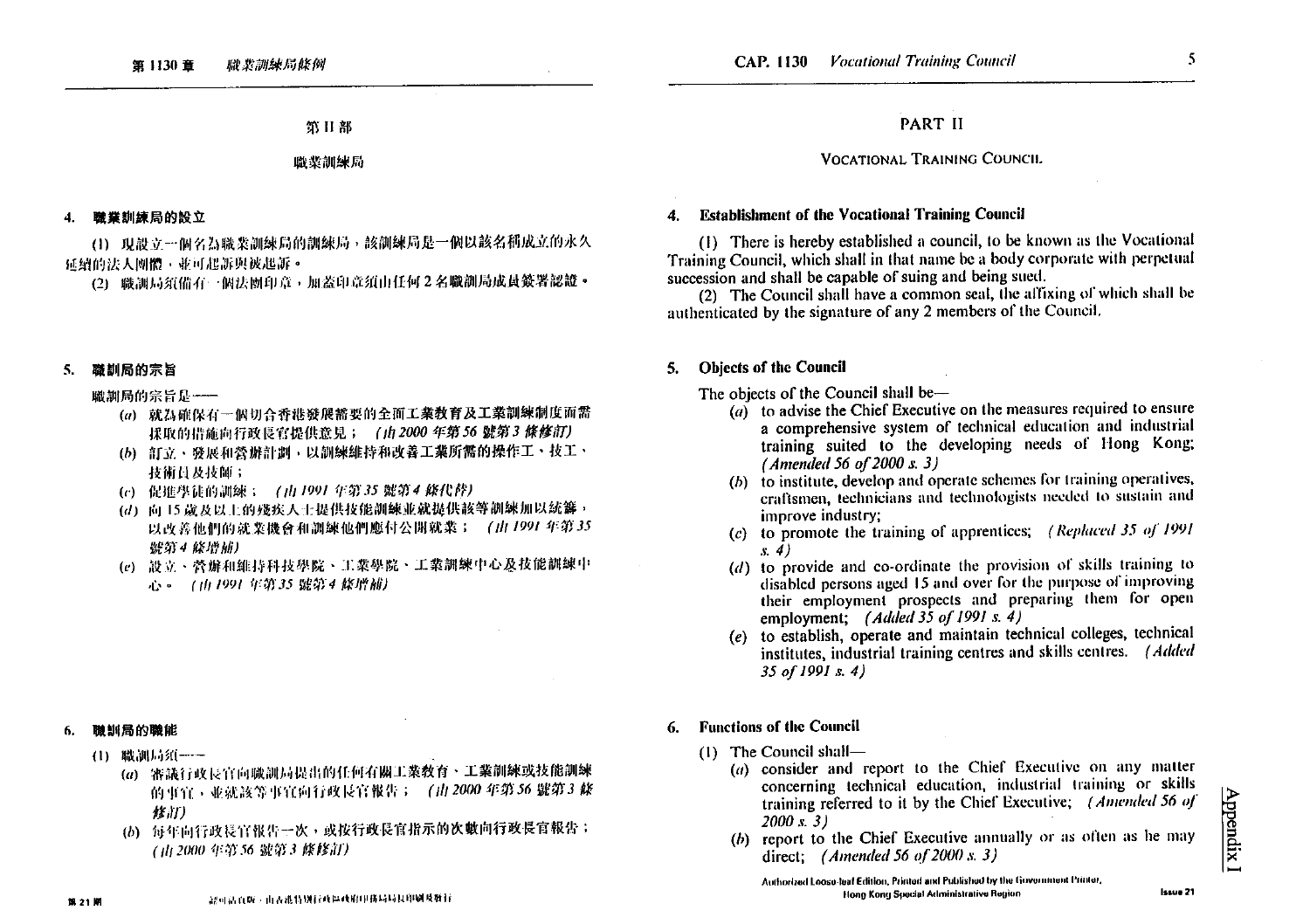# 第 II 部

## 職業訓練局

### 4. 職業訓練局的設立

(1) 現設立一個名為職業訓練局的訓練局，該訓練局是一個以該名稱成立的永久延續的法人團體，並可起訴與被起訴。

(2) 職訓局須備有一個法團印章，加蓋印章須由任何 2 名職訓局成員簽署認證。

### 5. 職訓局的宗旨

職訓局的宗旨是——

(*a*) 就為確保有一個切合香港發展需要的全面工業教育及工業訓練制度而需採取的措施向行政長官提供意見； *(由 2000 年第 56 號第 3 條修訂)*

(*b*) 訂立、發展和營辦計劃，以訓練維持和改善工業所需的操作工、技工、技術員及技師；

(*c*) 促進學徒的訓練； *(由 1991 年第 35 號第 4 條代替)*

(*d*) 向 15 歲及以上的殘疾人士提供技能訓練並就提供該等訓練加以統籌，以改善他們的就業機會和訓練他們應付公開就業； *(由 1991 年第 35 號第 4 條增補)*

(*e*) 設立、營辦和維持科技學院、工業學院、工業訓練中心及技能訓練中心。 *(由 1991 年第 35 號第 4 條增補)*

### 6. 職訓局的職能

(1) 職訓局須——

(*a*) 審議行政長官向職訓局提出的任何有關工業教育、工業訓練或技能訓練的事宜，並就該等事宜向行政長官報告； *(由 2000 年第 56 號第 3 條修訂)*

(*b*) 每年向行政長官報告一次，或按行政長官指示的次數向行政長官報告； *(由 2000 年第 56 號第 3 條修訂)*

# PART II

## VOCATIONAL TRAINING COUNCIL

### 4. Establishment of the Vocational Training Council

(1) There is hereby established a council, to be known as the Vocational Training Council, which shall in that name be a body corporate with perpetual succession and shall be capable of suing and being sued.

(2) The Council shall have a common seal, the affixing of which shall be authenticated by the signature of any 2 members of the Council.

### 5. Objects of the Council

The objects of the Council shall be—

(*a*) to advise the Chief Executive on the measures required to ensure a comprehensive system of technical education and industrial training suited to the developing needs of Hong Kong; *(Amended 56 of 2000 s. 3)*

(*b*) to institute, develop and operate schemes for training operatives, craftsmen, technicians and technologists needed to sustain and improve industry;

(*c*) to promote the training of apprentices; *(Replaced 35 of 1991 s. 4)*

(*d*) to provide and co-ordinate the provision of skills training to disabled persons aged 15 and over for the purpose of improving their employment prospects and preparing them for open employment; *(Added 35 of 1991 s. 4)*

(*e*) to establish, operate and maintain technical colleges, technical institutes, industrial training centres and skills centres. *(Added 35 of 1991 s. 4)*

### 6. Functions of the Council

(1) The Council shall—

(*a*) consider and report to the Chief Executive on any matter concerning technical education, industrial training or skills training referred to it by the Chief Executive; *(Amended 56 of 2000 s. 3)*

(*b*) report to the Chief Executive annually or as often as he may direct; *(Amended 56 of 2000 s. 3)*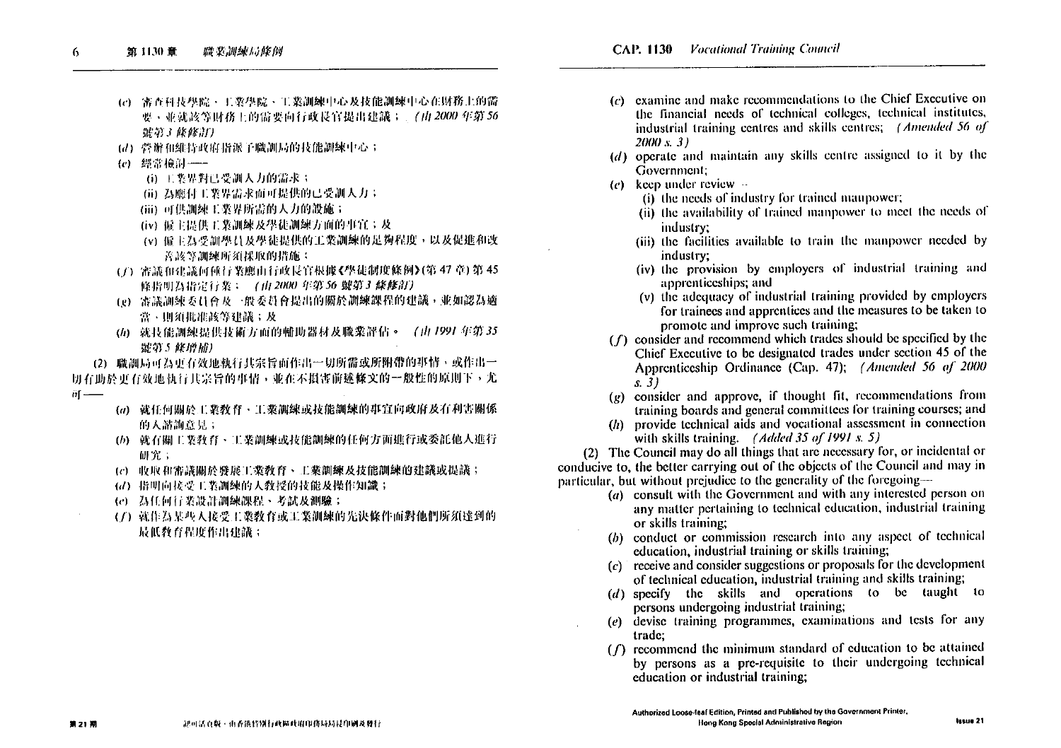(*c*) 審查科技學院、工業學院、工業訓練中心及技能訓練中心在財務上的需要，並就該等財務上的需要向行政長官提出建議； *(由2000年第56號第3條修訂)*

(*d*) 營辦和維持政府指派予職訓局的技能訓練中心；

(*e*) 經常檢討——

(i) 工業界對已受訓人力的需求；

(ii) 為應付工業界需求而可提供的已受訓人力；

(iii) 可供訓練工業界所需的人力的設施；

(iv) 僱主提供工業訓練及學徒訓練方面的事宜；及

(v) 僱主為受訓學員及學徒提供的工業訓練的足夠程度，以及促進和改善該等訓練所須採取的措施；

(*f*) 審議和建議何種行業應由行政長官根據《學徒制度條例》(第47章)第45條指明為指定行業； *(由2000年第56號第3條修訂)*

(*g*) 審議訓練委員會及一般委員會提出的關於訓練課程的建議，並如認為適當，則須批准該等建議；及

(*h*) 就技能訓練提供技術方面的輔助器材及職業評估。 *(由1991年第35號第5條增補)*

(2) 職訓局可為更有效地執行其宗旨而作出一切所需或所附帶的事情，或作出一切有助於更有效地執行其宗旨的事情，並在不損害前述條文的一般性的原則下，尤可——

(*a*) 就任何關於工業教育、工業訓練或技能訓練的事宜向政府及有利害關係的人諮詢意見；

(*b*) 就有關工業教育、工業訓練或技能訓練的任何方面進行或委託他人進行研究；

(*c*) 收取和審議關於發展工業教育、工業訓練及技能訓練的建議或提議；

(*d*) 指明向接受工業訓練的人教授的技能及操作知識；

(*e*) 為任何行業設計訓練課程、考試及測驗；

(*f*) 就作為某些人接受工業教育或工業訓練的先決條件而對他們所須達到的最低教育程度作出建議；

(*c*) examine and make recommendations to the Chief Executive on the financial needs of technical colleges, technical institutes, industrial training centres and skills centres; *(Amended 56 of 2000 s. 3)*

(*d*) operate and maintain any skills centre assigned to it by the Government;

(*e*) keep under review—

(i) the needs of industry for trained manpower;

(ii) the availability of trained manpower to meet the needs of industry;

(iii) the facilities available to train the manpower needed by industry;

(iv) the provision by employers of industrial training and apprenticeships; and

(v) the adequacy of industrial training provided by employers for trainees and apprentices and the measures to be taken to promote and improve such training;

(*f*) consider and recommend which trades should be specified by the Chief Executive to be designated trades under section 45 of the Apprenticeship Ordinance (Cap. 47); *(Amended 56 of 2000 s. 3)*

(*g*) consider and approve, if thought fit, recommendations from training boards and general committees for training courses; and

(*h*) provide technical aids and vocational assessment in connection with skills training. *(Added 35 of 1991 s. 5)*

(2) The Council may do all things that are necessary for, or incidental or conducive to, the better carrying out of the objects of the Council and may in particular, but without prejudice to the generality of the foregoing—

(*a*) consult with the Government and with any interested person on any matter pertaining to technical education, industrial training or skills training;

(*b*) conduct or commission research into any aspect of technical education, industrial training or skills training;

(*c*) receive and consider suggestions or proposals for the development of technical education, industrial training and skills training;

(*d*) specify the skills and operations to be taught to persons undergoing industrial training;

(*e*) devise training programmes, examinations and tests for any trade;

(*f*) recommend the minimum standard of education to be attained by persons as a pre-requisite to their undergoing technical education or industrial training;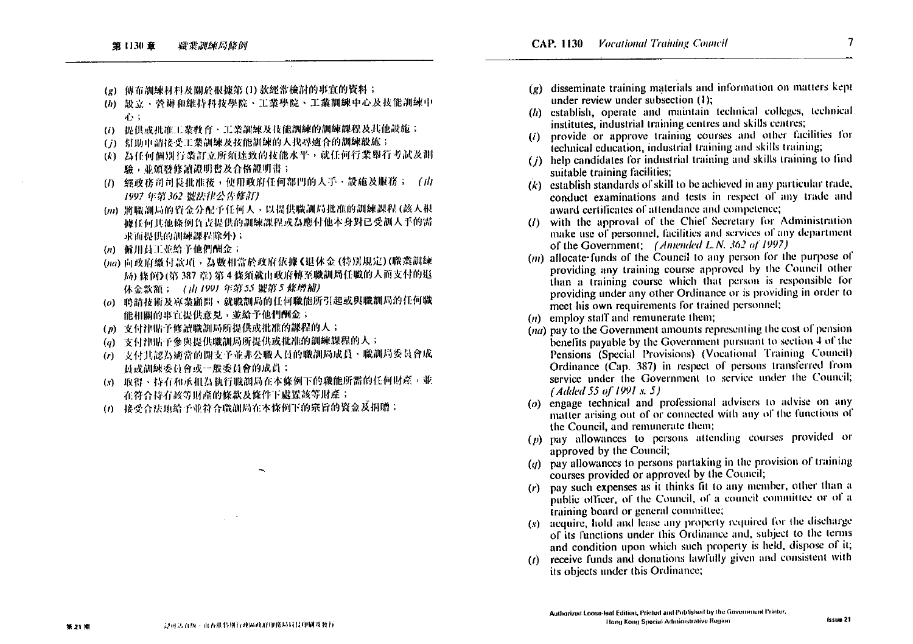(*g*) 傳佈訓練材料及關於根據第 (1) 款經常檢討的事宜的資料；

(*h*) 設立、營辦和維持科技學院、工業學院、工業訓練中心及技能訓練中心；

(*i*) 提供或批准工業教育、工業訓練及技能訓練的訓練課程及其他設施；

(*j*) 幫助申請接受工業訓練及技能訓練的人找尋適合的訓練設施；

(*k*) 為任何個別行業訂立所須達致的技能水平，就任何行業舉行考試及測驗，並頒發修讀證明書及合格證明書；

(*l*) 經政務司司長批准後，使用政府任何部門的人手、設施及服務； *(由 1997 年第 362 號法律公告修訂)*

(*m*) 將職訓局的資金分配予任何人，以提供職訓局批准的訓練課程 (該人根據任何其他條例負責提供的訓練課程或為應付他本身對已受訓人手的需求而提供的訓練課程除外)；

(*n*) 僱用員工並給予他們酬金；

(*na*) 向政府繳付款項，為數相當於政府依據《退休金 (特別規定) (職業訓練局) 條例》(第 387 章) 第 4 條須就由政府轉至職訓局任職的人而支付的退休金款額； *(由 1991 年第 55 號第 5 條增補)*

(*o*) 聘請技術及專業顧問，就職訓局的任何職能所引起或與職訓局的任何職能相關的事宜提供意見，並給予他們酬金；

(*p*) 支付津貼予修讀職訓局所提供或批准的課程的人；

(*q*) 支付津貼予參與提供職訓局所提供或批准的訓練課程的人；

(*r*) 支付其認為適當的開支予並非公職人員的職訓局成員、職訓局委員會成員或訓練委員會或一般委員會的成員；

(*s*) 取得、持有和承租為執行職訓局在本條例下的職能所需的任何財產，並在符合持有該等財產的條款及條件下處置該等財產；

(*t*) 接受合法地給予並符合職訓局在本條例下的宗旨的資金及捐贈；

(*g*) disseminate training materials and information on matters kept under review under subsection (1);

(*h*) establish, operate and maintain technical colleges, technical institutes, industrial training centres and skills centres;

(*i*) provide or approve training courses and other facilities for technical education, industrial training and skills training;

(*j*) help candidates for industrial training and skills training to find suitable training facilities;

(*k*) establish standards of skill to be achieved in any particular trade, conduct examinations and tests in respect of any trade and award certificates of attendance and competence;

(*l*) with the approval of the Chief Secretary for Administration make use of personnel, facilities and services of any department of the Government; *(Amended L.N. 362 of 1997)*

(*m*) allocate funds of the Council to any person for the purpose of providing any training course approved by the Council other than a training course which that person is responsible for providing under any other Ordinance or is providing in order to meet his own requirements for trained personnel;

(*n*) employ staff and remunerate them;

(*na*) pay to the Government amounts representing the cost of pension benefits payable by the Government pursuant to section 4 of the Pensions (Special Provisions) (Vocational Training Council) Ordinance (Cap. 387) in respect of persons transferred from service under the Government to service under the Council; *(Added 55 of 1991 s. 5)*

(*o*) engage technical and professional advisers to advise on any matter arising out of or connected with any of the functions of the Council, and remunerate them;

(*p*) pay allowances to persons attending courses provided or approved by the Council;

(*q*) pay allowances to persons partaking in the provision of training courses provided or approved by the Council;

(*r*) pay such expenses as it thinks fit to any member, other than a public officer, of the Council, of a council committee or of a training board or general committee;

(*s*) acquire, hold and lease any property required for the discharge of its functions under this Ordinance and, subject to the terms and condition upon which such property is held, dispose of it;

(*t*) receive funds and donations lawfully given and consistent with its objects under this Ordinance;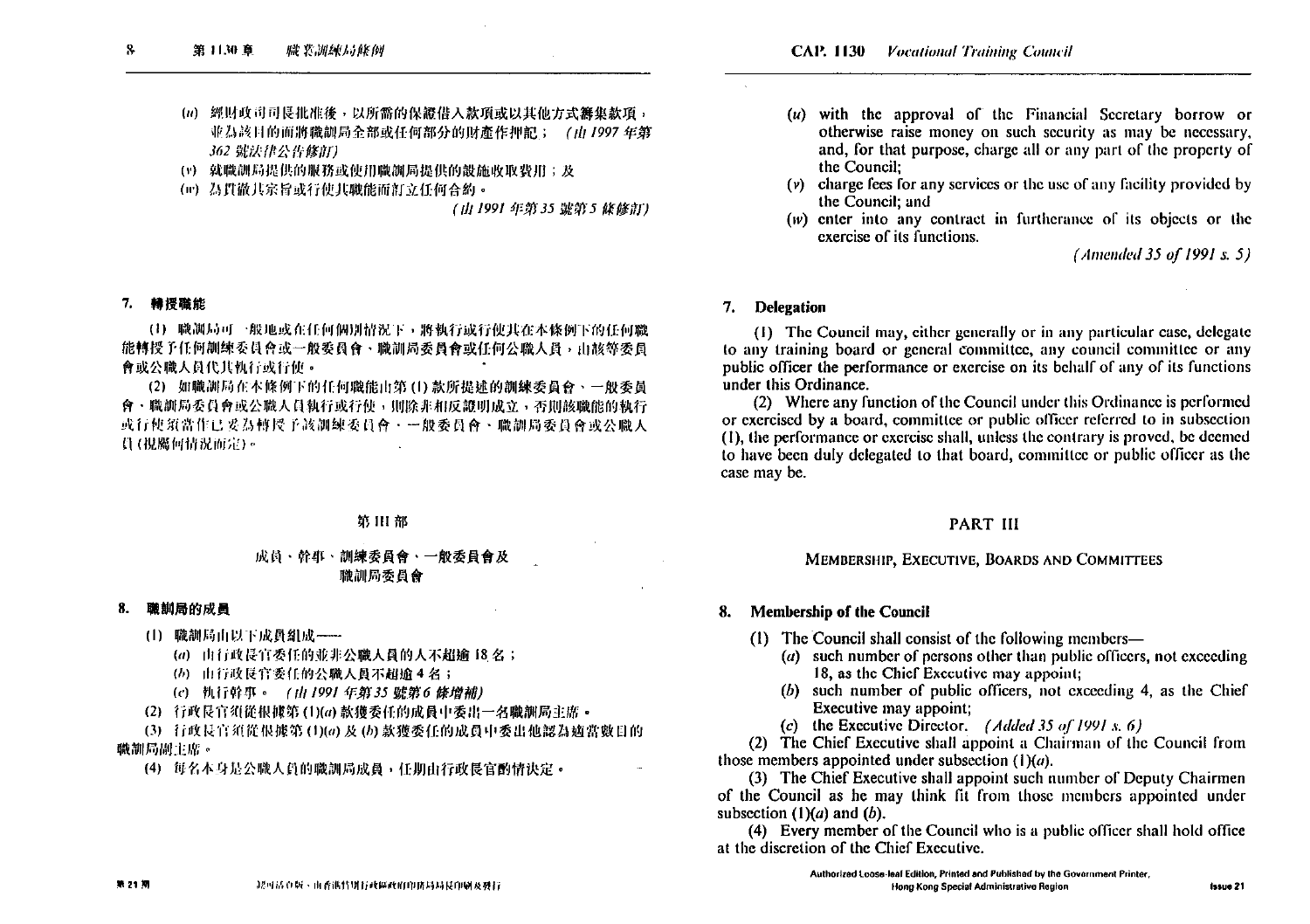(*u*) 經財政司司長批准後，以所需的保證借入款項或以其他方式籌集款項，並為該目的而將職訓局全部或任何部分的財產作押記； *(由 1997 年第 362 號法律公告修訂)*

(*v*) 就職訓局提供的服務或使用職訓局提供的設施收取費用；及

(*w*) 為貫徹其宗旨或行使其職能而訂立任何合約。

*(由 1991 年第 35 號第 5 條修訂)*

## 7. 轉授職能

(1) 職訓局可一般地或在任何個別情況下，將執行或行使其在本條例下的任何職能轉授予任何訓練委員會或一般委員會、職訓局委員會或任何公職人員，由該等委員會或公職人員代其執行或行使。

(2) 如職訓局在本條例下的任何職能由第 (1) 款所提述的訓練委員會、一般委員會、職訓局委員會或公職人員執行或行使，則除非相反證明成立，否則該職能的執行或行使須當作已妥為轉授予該訓練委員會、一般委員會、職訓局委員會或公職人員(視屬何情況而定)。

## 第 III 部

### 成員、幹事、訓練委員會、一般委員會及職訓局委員會

## 8. 職訓局的成員

(1) 職訓局由以下成員組成——

(*a*) 由行政長官委任的並非公職人員的人不超逾 18 名；

(*b*) 由行政長官委任的公職人員不超逾 4 名；

(*c*) 執行幹事。 *(由 1991 年第 35 號第 6 條增補)*

(2) 行政長官須從根據第 (1)(*a*) 款獲委任的成員中委出一名職訓局主席。

(3) 行政長官須從根據第 (1)(*a*) 及 (*b*) 款獲委任的成員中委出他認為適當數目的職訓局副主席。

(4) 每名本身是公職人員的職訓局成員，任期由行政長官酌情決定。

(*u*) with the approval of the Financial Secretary borrow or otherwise raise money on such security as may be necessary, and, for that purpose, charge all or any part of the property of the Council;

(*v*) charge fees for any services or the use of any facility provided by the Council; and

(*w*) enter into any contract in furtherance of its objects or the exercise of its functions.

*(Amended 35 of 1991 s. 5)*

## 7. Delegation

(1) The Council may, either generally or in any particular case, delegate to any training board or general committee, any council committee or any public officer the performance or exercise on its behalf of any of its functions under this Ordinance.

(2) Where any function of the Council under this Ordinance is performed or exercised by a board, committee or public officer referred to in subsection (1), the performance or exercise shall, unless the contrary is proved, be deemed to have been duly delegated to that board, committee or public officer as the case may be.

## PART III

### MEMBERSHIP, EXECUTIVE, BOARDS AND COMMITTEES

## 8. Membership of the Council

(1) The Council shall consist of the following members—

(*a*) such number of persons other than public officers, not exceeding 18, as the Chief Executive may appoint;

(*b*) such number of public officers, not exceeding 4, as the Chief Executive may appoint;

(*c*) the Executive Director. *(Added 35 of 1991 s. 6)*

(2) The Chief Executive shall appoint a Chairman of the Council from those members appointed under subsection (1)(*a*).

(3) The Chief Executive shall appoint such number of Deputy Chairmen of the Council as he may think fit from those members appointed under subsection (1)(*a*) and (*b*).

(4) Every member of the Council who is a public officer shall hold office at the discretion of the Chief Executive.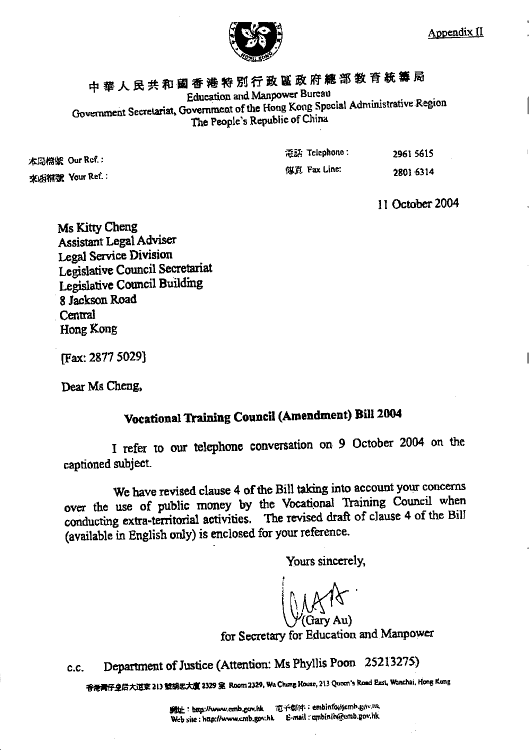Appendix II

中華人民共和國香港特別行政區政府總部教育統籌局

Education and Manpower Bureau

Government Secretariat, Government of the Hong Kong Special Administrative Region

The People's Republic of China

本局檔號 Our Ref. :

來函檔號 Your Ref. :

電話 Telephone : 2961 5615

傳真 Fax Line: 2801 6314

11 October 2004

Ms Kitty Cheng
Assistant Legal Adviser
Legal Service Division
Legislative Council Secretariat
Legislative Council Building
8 Jackson Road
Central
Hong Kong

[Fax: 2877 5029]

Dear Ms Cheng,

**Vocational Training Council (Amendment) Bill 2004**

I refer to our telephone conversation on 9 October 2004 on the captioned subject.

We have revised clause 4 of the Bill taking into account your concerns over the use of public money by the Vocational Training Council when conducting extra-territorial activities. The revised draft of clause 4 of the Bill (available in English only) is enclosed for your reference.

Yours sincerely,

(Gary Au)

for Secretary for Education and Manpower

c.c. Department of Justice (Attention: Ms Phyllis Poon 25213275)

香港灣仔皇后大道東 213 號胡忠大廈 2329 室 Room 2329, Wu Chung House, 213 Queen's Road East, Wanchai, Hong Kong

網址：http://www.emb.gov.hk 電子郵件：embinfo@emb.gov.hk
Web site : http://www.emb.gov.hk E-mail : embinfo@emb.gov.hk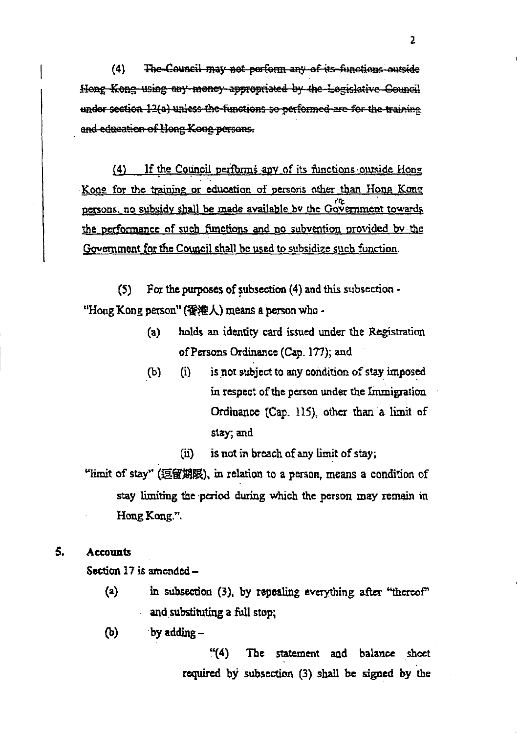(4) ~~The Council may not perform any of its functions outside Hong Kong using any money appropriated by the Legislative Council under section 12(a) unless the functions so performed are for the training and education of Hong Kong persons.~~

<u>(4) If the Council performs any of its functions outside Hong Kong for the training or education of persons other than Hong Kong persons, no subsidy shall be made available by the Government towards the performance of such functions and no subvention provided by the Government for the Council shall be used to subsidize such function.</u>

(5) For the purposes of subsection (4) and this subsection -

"Hong Kong person" (香港人) means a person who -

- (a) holds an identity card issued under the Registration of Persons Ordinance (Cap. 177); and
- (b) (i) is not subject to any condition of stay imposed in respect of the person under the Immigration Ordinance (Cap. 115), other than a limit of stay; and
  - (ii) is not in breach of any limit of stay;

"limit of stay" (逗留期限), in relation to a person, means a condition of stay limiting the period during which the person may remain in Hong Kong.".

### 5. Accounts

Section 17 is amended –

- (a) in subsection (3), by repealing everything after "thereof" and substituting a full stop;
- (b) by adding –

  "(4) The statement and balance sheet required by subsection (3) shall be signed by the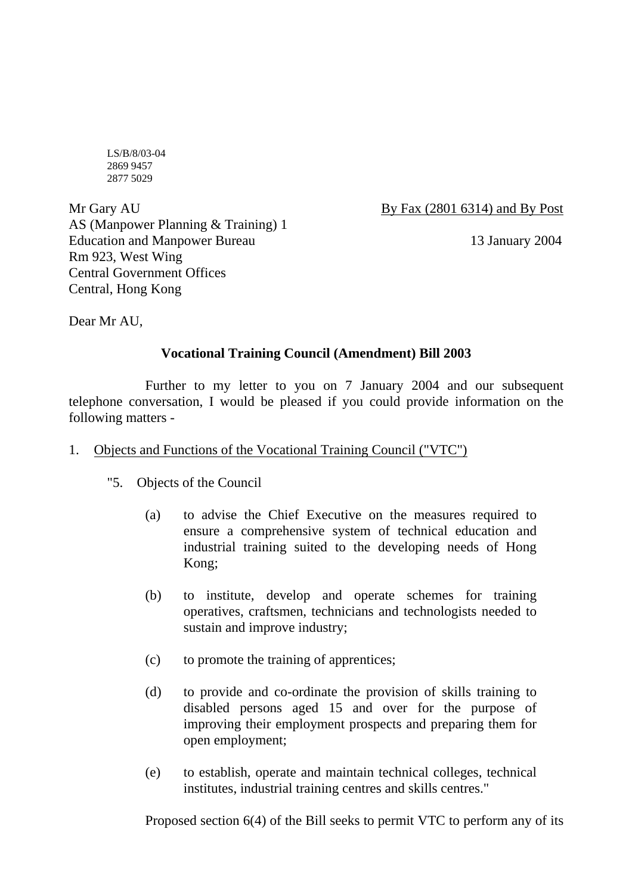LS/B/8/03-04
2869 9457
2877 5029

Mr Gary AU
AS (Manpower Planning & Training) 1
Education and Manpower Bureau
Rm 923, West Wing
Central Government Offices
Central, Hong Kong

By Fax (2801 6314) and By Post

13 January 2004

Dear Mr AU,

**Vocational Training Council (Amendment) Bill 2003**

Further to my letter to you on 7 January 2004 and our subsequent telephone conversation, I would be pleased if you could provide information on the following matters -

1. Objects and Functions of the Vocational Training Council ("VTC")

"5. Objects of the Council

(a) to advise the Chief Executive on the measures required to ensure a comprehensive system of technical education and industrial training suited to the developing needs of Hong Kong;

(b) to institute, develop and operate schemes for training operatives, craftsmen, technicians and technologists needed to sustain and improve industry;

(c) to promote the training of apprentices;

(d) to provide and co-ordinate the provision of skills training to disabled persons aged 15 and over for the purpose of improving their employment prospects and preparing them for open employment;

(e) to establish, operate and maintain technical colleges, technical institutes, industrial training centres and skills centres."

Proposed section 6(4) of the Bill seeks to permit VTC to perform any of its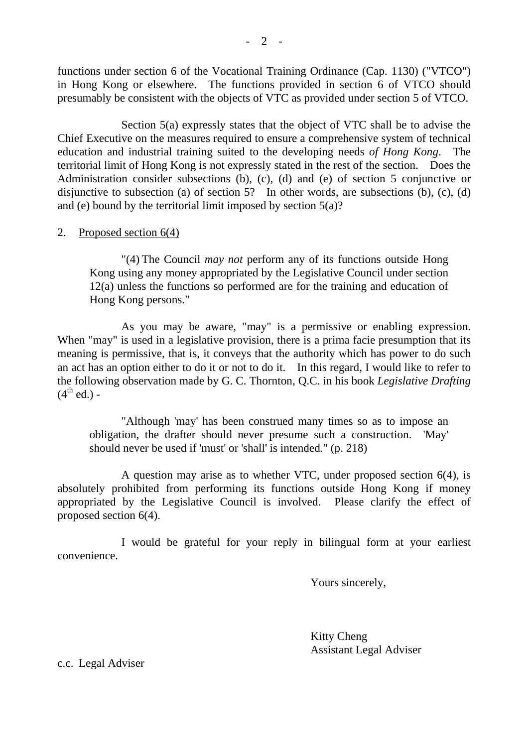functions under section 6 of the Vocational Training Ordinance (Cap. 1130) ("VTCO") in Hong Kong or elsewhere. The functions provided in section 6 of VTCO should presumably be consistent with the objects of VTC as provided under section 5 of VTCO.

Section 5(a) expressly states that the object of VTC shall be to advise the Chief Executive on the measures required to ensure a comprehensive system of technical education and industrial training suited to the developing needs *of Hong Kong*. The territorial limit of Hong Kong is not expressly stated in the rest of the section. Does the Administration consider subsections (b), (c), (d) and (e) of section 5 conjunctive or disjunctive to subsection (a) of section 5? In other words, are subsections (b), (c), (d) and (e) bound by the territorial limit imposed by section 5(a)?

2. <u>Proposed section 6(4)</u>

> "(4) The Council *may not* perform any of its functions outside Hong Kong using any money appropriated by the Legislative Council under section 12(a) unless the functions so performed are for the training and education of Hong Kong persons."

As you may be aware, "may" is a permissive or enabling expression. When "may" is used in a legislative provision, there is a prima facie presumption that its meaning is permissive, that is, it conveys that the authority which has power to do such an act has an option either to do it or not to do it. In this regard, I would like to refer to the following observation made by G. C. Thornton, Q.C. in his book *Legislative Drafting* (4th ed.) -

> "Although 'may' has been construed many times so as to impose an obligation, the drafter should never presume such a construction. 'May' should never be used if 'must' or 'shall' is intended." (p. 218)

A question may arise as to whether VTC, under proposed section 6(4), is absolutely prohibited from performing its functions outside Hong Kong if money appropriated by the Legislative Council is involved. Please clarify the effect of proposed section 6(4).

I would be grateful for your reply in bilingual form at your earliest convenience.

Yours sincerely,

Kitty Cheng
Assistant Legal Adviser

c.c. Legal Adviser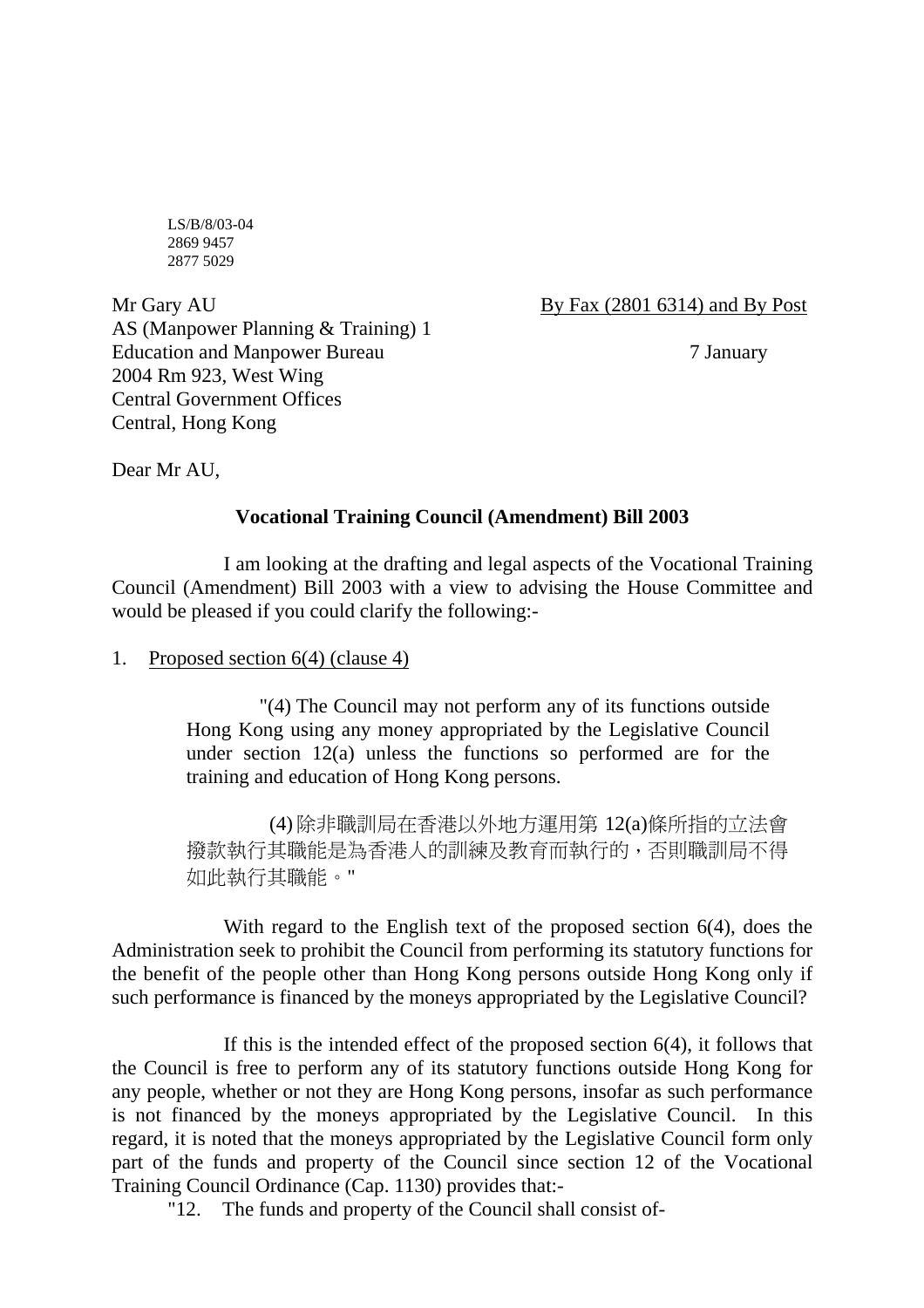LS/B/8/03-04
2869 9457
2877 5029

Mr Gary AU
AS (Manpower Planning & Training) 1
Education and Manpower Bureau
2004 Rm 923, West Wing
Central Government Offices
Central, Hong Kong

By Fax (2801 6314) and By Post

7 January

Dear Mr AU,

**Vocational Training Council (Amendment) Bill 2003**

I am looking at the drafting and legal aspects of the Vocational Training Council (Amendment) Bill 2003 with a view to advising the House Committee and would be pleased if you could clarify the following:-

1. Proposed section 6(4) (clause 4)

> "(4) The Council may not perform any of its functions outside Hong Kong using any money appropriated by the Legislative Council under section 12(a) unless the functions so performed are for the training and education of Hong Kong persons.
>
> (4) 除非職訓局在香港以外地方運用第 12(a)條所指的立法會撥款執行其職能是為香港人的訓練及教育而執行的，否則職訓局不得如此執行其職能。"

With regard to the English text of the proposed section 6(4), does the Administration seek to prohibit the Council from performing its statutory functions for the benefit of the people other than Hong Kong persons outside Hong Kong only if such performance is financed by the moneys appropriated by the Legislative Council?

If this is the intended effect of the proposed section 6(4), it follows that the Council is free to perform any of its statutory functions outside Hong Kong for any people, whether or not they are Hong Kong persons, insofar as such performance is not financed by the moneys appropriated by the Legislative Council. In this regard, it is noted that the moneys appropriated by the Legislative Council form only part of the funds and property of the Council since section 12 of the Vocational Training Council Ordinance (Cap. 1130) provides that:-

"12. The funds and property of the Council shall consist of-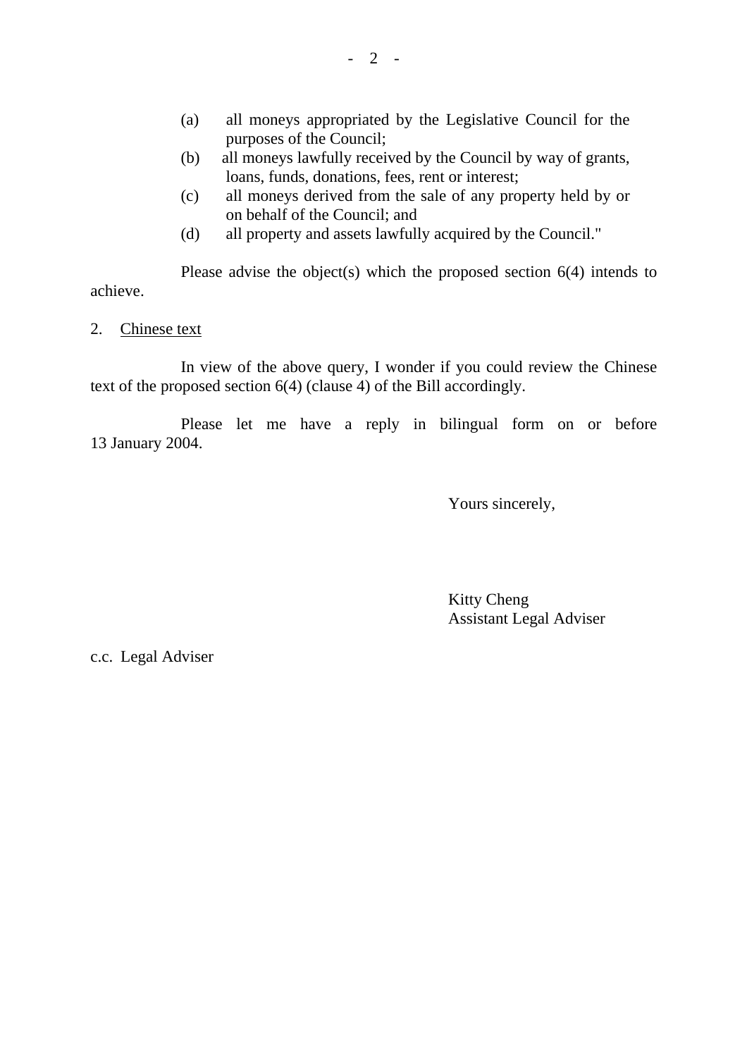(a) all moneys appropriated by the Legislative Council for the purposes of the Council;
(b) all moneys lawfully received by the Council by way of grants, loans, funds, donations, fees, rent or interest;
(c) all moneys derived from the sale of any property held by or on behalf of the Council; and
(d) all property and assets lawfully acquired by the Council."

Please advise the object(s) which the proposed section 6(4) intends to achieve.

2. <u>Chinese text</u>

In view of the above query, I wonder if you could review the Chinese text of the proposed section 6(4) (clause 4) of the Bill accordingly.

Please let me have a reply in bilingual form on or before 13 January 2004.

Yours sincerely,

Kitty Cheng
Assistant Legal Adviser

c.c. Legal Adviser